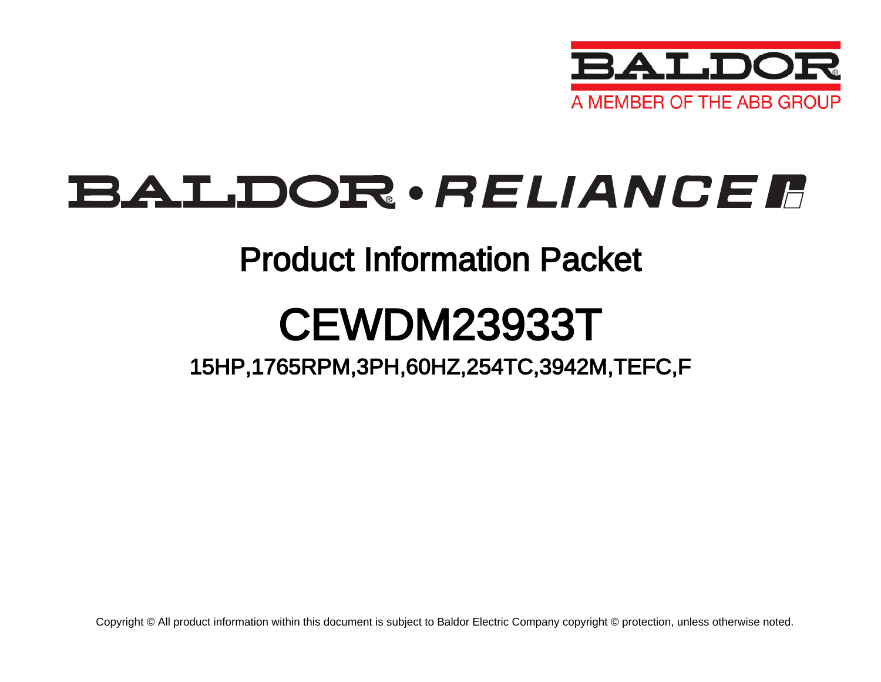BALDOR

A MEMBER OF THE ABB GROUP

BALDOR • RELIANCE

# Product Information Packet

# CEWDM23933T

## 15HP,1765RPM,3PH,60HZ,254TC,3942M,TEFC,F

Copyright © All product information within this document is subject to Baldor Electric Company copyright © protection, unless otherwise noted.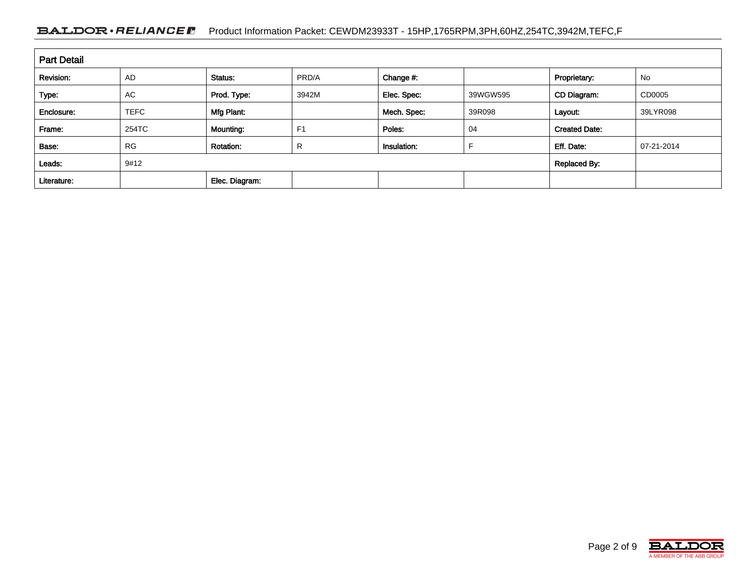## Part Detail

| Revision: | AD | Status: | PRD/A | Change #: | | Proprietary: | No |
|---|---|---|---|---|---|---|---|
| Type: | AC | Prod. Type: | 3942M | Elec. Spec: | 39WGW595 | CD Diagram: | CD0005 |
| Enclosure: | TEFC | Mfg Plant: | | Mech. Spec: | 39R098 | Layout: | 39LYR098 |
| Frame: | 254TC | Mounting: | F1 | Poles: | 04 | Created Date: | |
| Base: | RG | Rotation: | R | Insulation: | F | Eff. Date: | 07-21-2014 |
| Leads: | 9#12 | | | | | Replaced By: | |
| Literature: | | Elec. Diagram: | | | | | |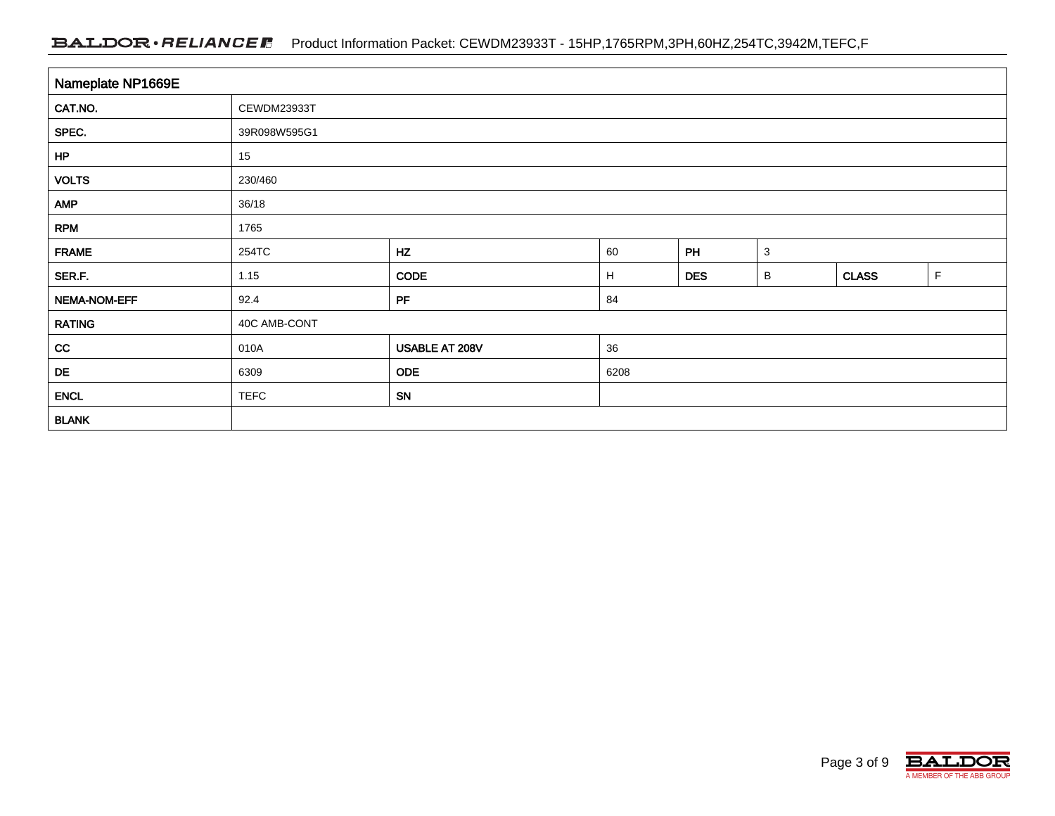## Nameplate NP1669E

| | | | | | | | |
|---|---|---|---|---|---|---|---|
| CAT.NO. | CEWDM23933T | | | | | | |
| SPEC. | 39R098W595G1 | | | | | | |
| HP | 15 | | | | | | |
| VOLTS | 230/460 | | | | | | |
| AMP | 36/18 | | | | | | |
| RPM | 1765 | | | | | | |
| FRAME | 254TC | HZ | 60 | PH | 3 | | |
| SER.F. | 1.15 | CODE | H | DES | B | CLASS | F |
| NEMA-NOM-EFF | 92.4 | PF | 84 | | | | |
| RATING | 40C AMB-CONT | | | | | | |
| CC | 010A | USABLE AT 208V | 36 | | | | |
| DE | 6309 | ODE | 6208 | | | | |
| ENCL | TEFC | SN | | | | | |
| BLANK | | | | | | | |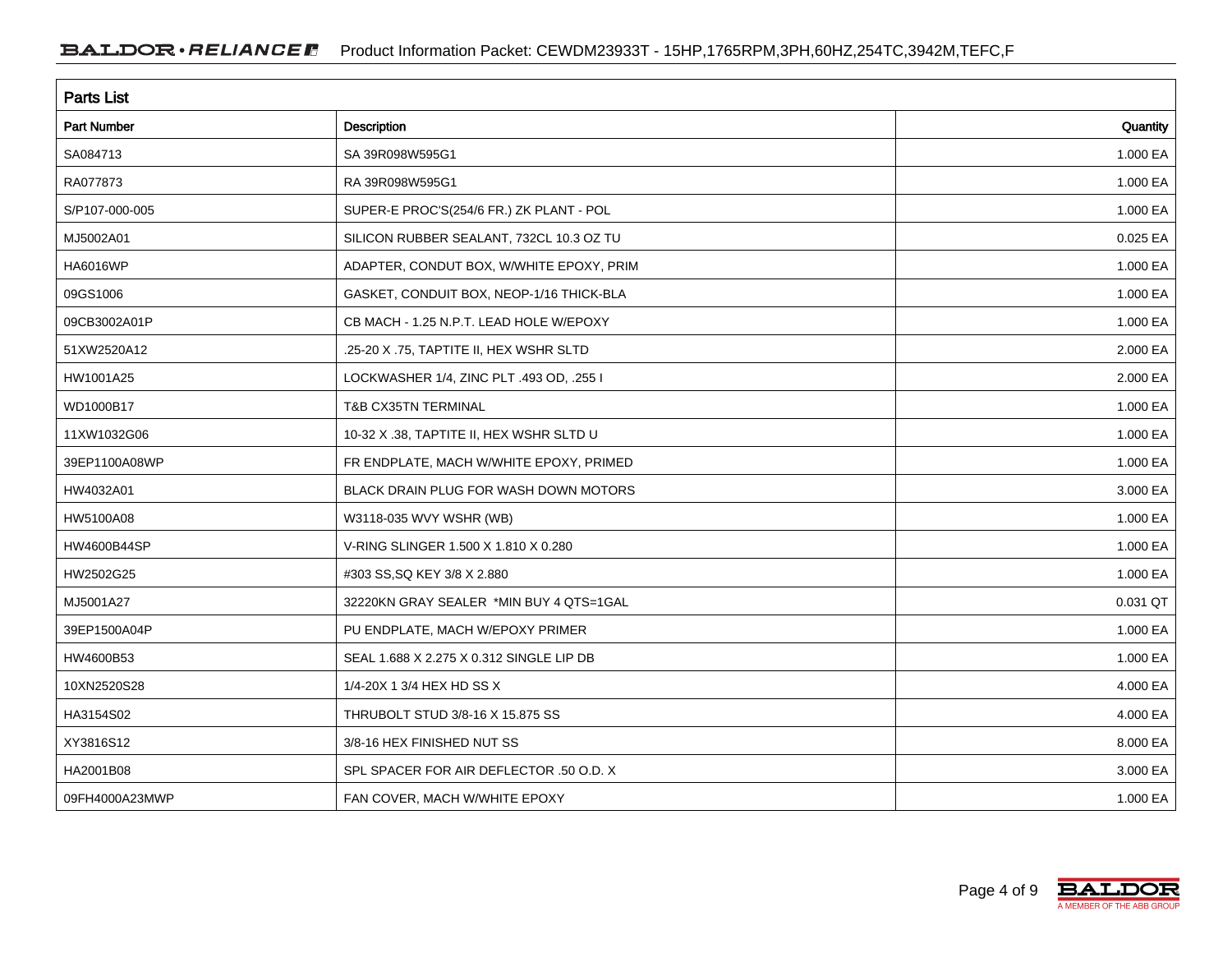## Parts List

| Part Number | Description | Quantity |
|---|---|---|
| SA084713 | SA 39R098W595G1 | 1.000 EA |
| RA077873 | RA 39R098W595G1 | 1.000 EA |
| S/P107-000-005 | SUPER-E PROC'S(254/6 FR.) ZK PLANT - POL | 1.000 EA |
| MJ5002A01 | SILICON RUBBER SEALANT, 732CL 10.3 OZ TU | 0.025 EA |
| HA6016WP | ADAPTER, CONDUT BOX, W/WHITE EPOXY, PRIM | 1.000 EA |
| 09GS1006 | GASKET, CONDUIT BOX, NEOP-1/16 THICK-BLA | 1.000 EA |
| 09CB3002A01P | CB MACH - 1.25 N.P.T. LEAD HOLE W/EPOXY | 1.000 EA |
| 51XW2520A12 | .25-20 X .75, TAPTITE II, HEX WSHR SLTD | 2.000 EA |
| HW1001A25 | LOCKWASHER 1/4, ZINC PLT .493 OD, .255 I | 2.000 EA |
| WD1000B17 | T&B CX35TN TERMINAL | 1.000 EA |
| 11XW1032G06 | 10-32 X .38, TAPTITE II, HEX WSHR SLTD U | 1.000 EA |
| 39EP1100A08WP | FR ENDPLATE, MACH W/WHITE EPOXY, PRIMED | 1.000 EA |
| HW4032A01 | BLACK DRAIN PLUG FOR WASH DOWN MOTORS | 3.000 EA |
| HW5100A08 | W3118-035 WVY WSHR (WB) | 1.000 EA |
| HW4600B44SP | V-RING SLINGER 1.500 X 1.810 X 0.280 | 1.000 EA |
| HW2502G25 | #303 SS,SQ KEY 3/8 X 2.880 | 1.000 EA |
| MJ5001A27 | 32220KN GRAY SEALER *MIN BUY 4 QTS=1GAL | 0.031 QT |
| 39EP1500A04P | PU ENDPLATE, MACH W/EPOXY PRIMER | 1.000 EA |
| HW4600B53 | SEAL 1.688 X 2.275 X 0.312 SINGLE LIP DB | 1.000 EA |
| 10XN2520S28 | 1/4-20X 1 3/4 HEX HD SS X | 4.000 EA |
| HA3154S02 | THRUBOLT STUD 3/8-16 X 15.875 SS | 4.000 EA |
| XY3816S12 | 3/8-16 HEX FINISHED NUT SS | 8.000 EA |
| HA2001B08 | SPL SPACER FOR AIR DEFLECTOR .50 O.D. X | 3.000 EA |
| 09FH4000A23MWP | FAN COVER, MACH W/WHITE EPOXY | 1.000 EA |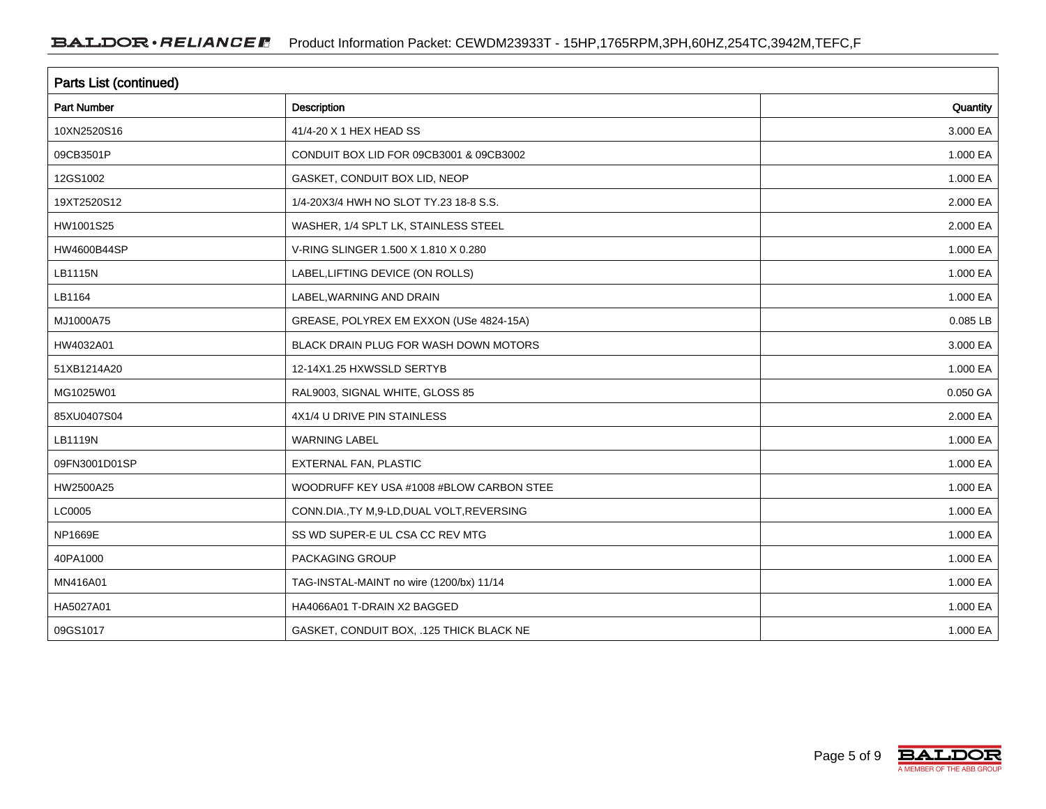## Parts List (continued)

| Part Number | Description | Quantity |
|---|---|---|
| 10XN2520S16 | 41/4-20 X 1 HEX HEAD SS | 3.000 EA |
| 09CB3501P | CONDUIT BOX LID FOR 09CB3001 & 09CB3002 | 1.000 EA |
| 12GS1002 | GASKET, CONDUIT BOX LID, NEOP | 1.000 EA |
| 19XT2520S12 | 1/4-20X3/4 HWH NO SLOT TY.23 18-8 S.S. | 2.000 EA |
| HW1001S25 | WASHER, 1/4 SPLT LK, STAINLESS STEEL | 2.000 EA |
| HW4600B44SP | V-RING SLINGER 1.500 X 1.810 X 0.280 | 1.000 EA |
| LB1115N | LABEL,LIFTING DEVICE (ON ROLLS) | 1.000 EA |
| LB1164 | LABEL,WARNING AND DRAIN | 1.000 EA |
| MJ1000A75 | GREASE, POLYREX EM EXXON (USe 4824-15A) | 0.085 LB |
| HW4032A01 | BLACK DRAIN PLUG FOR WASH DOWN MOTORS | 3.000 EA |
| 51XB1214A20 | 12-14X1.25 HXWSSLD SERTYB | 1.000 EA |
| MG1025W01 | RAL9003, SIGNAL WHITE, GLOSS 85 | 0.050 GA |
| 85XU0407S04 | 4X1/4 U DRIVE PIN STAINLESS | 2.000 EA |
| LB1119N | WARNING LABEL | 1.000 EA |
| 09FN3001D01SP | EXTERNAL FAN, PLASTIC | 1.000 EA |
| HW2500A25 | WOODRUFF KEY USA #1008 #BLOW CARBON STEE | 1.000 EA |
| LC0005 | CONN.DIA.,TY M,9-LD,DUAL VOLT,REVERSING | 1.000 EA |
| NP1669E | SS WD SUPER-E UL CSA CC REV MTG | 1.000 EA |
| 40PA1000 | PACKAGING GROUP | 1.000 EA |
| MN416A01 | TAG-INSTAL-MAINT no wire (1200/bx) 11/14 | 1.000 EA |
| HA5027A01 | HA4066A01 T-DRAIN X2 BAGGED | 1.000 EA |
| 09GS1017 | GASKET, CONDUIT BOX, .125 THICK BLACK NE | 1.000 EA |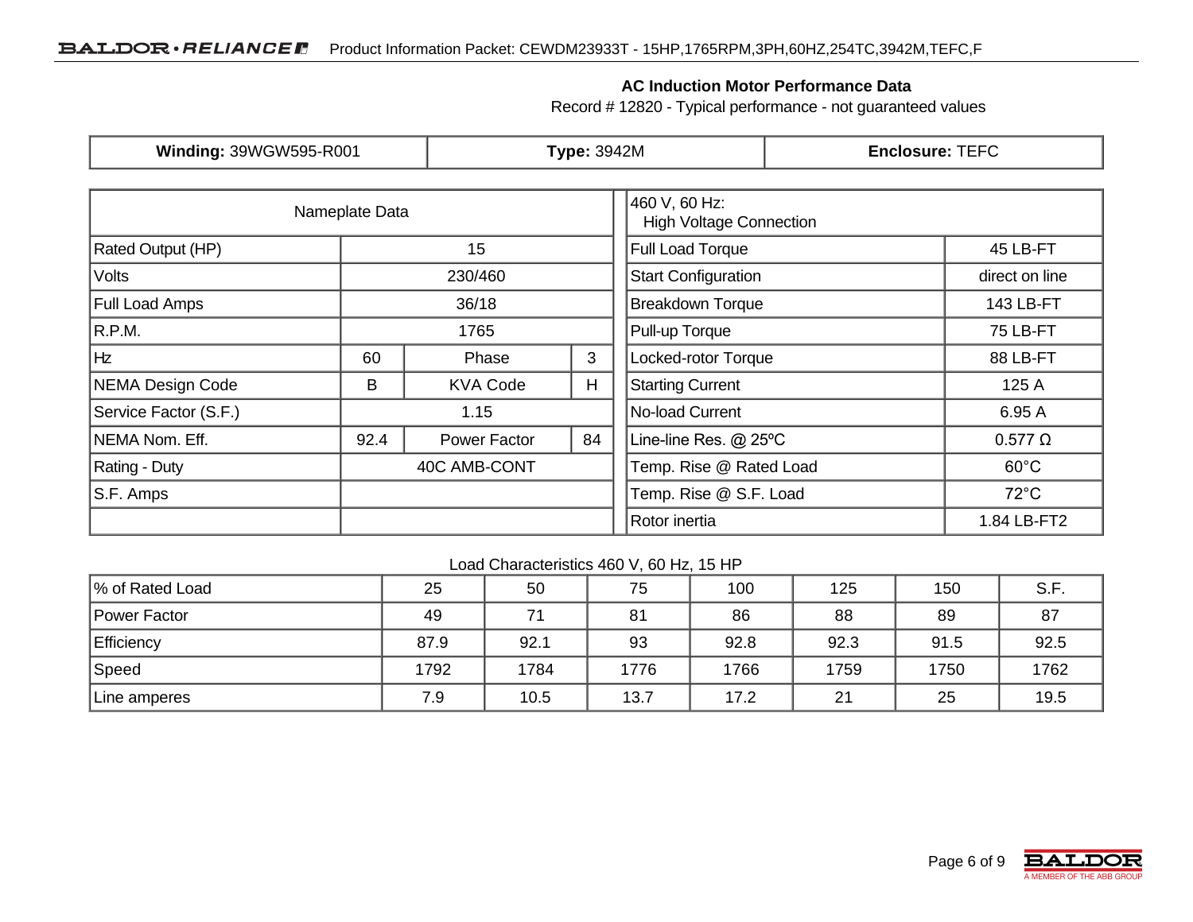## AC Induction Motor Performance Data

Record # 12820 - Typical performance - not guaranteed values

| **Winding:** 39WGW595-R001 | **Type:** 3942M | **Enclosure:** TEFC |
|---|---|---|

| Nameplate Data | | | |
|---|---|---|---|
| Rated Output (HP) | 15 | | |
| Volts | 230/460 | | |
| Full Load Amps | 36/18 | | |
| R.P.M. | 1765 | | |
| Hz | 60 | Phase | 3 |
| NEMA Design Code | B | KVA Code | H |
| Service Factor (S.F.) | 1.15 | | |
| NEMA Nom. Eff. | 92.4 | Power Factor | 84 |
| Rating - Duty | 40C AMB-CONT | | |
| S.F. Amps | | | |
| | | | |

| 460 V, 60 Hz: High Voltage Connection | |
|---|---|
| Full Load Torque | 45 LB-FT |
| Start Configuration | direct on line |
| Breakdown Torque | 143 LB-FT |
| Pull-up Torque | 75 LB-FT |
| Locked-rotor Torque | 88 LB-FT |
| Starting Current | 125 A |
| No-load Current | 6.95 A |
| Line-line Res. @ 25ºC | 0.577 Ω |
| Temp. Rise @ Rated Load | 60°C |
| Temp. Rise @ S.F. Load | 72°C |
| Rotor inertia | 1.84 LB-FT2 |

Load Characteristics 460 V, 60 Hz, 15 HP

| % of Rated Load | 25 | 50 | 75 | 100 | 125 | 150 | S.F. |
|---|---|---|---|---|---|---|---|
| Power Factor | 49 | 71 | 81 | 86 | 88 | 89 | 87 |
| Efficiency | 87.9 | 92.1 | 93 | 92.8 | 92.3 | 91.5 | 92.5 |
| Speed | 1792 | 1784 | 1776 | 1766 | 1759 | 1750 | 1762 |
| Line amperes | 7.9 | 10.5 | 13.7 | 17.2 | 21 | 25 | 19.5 |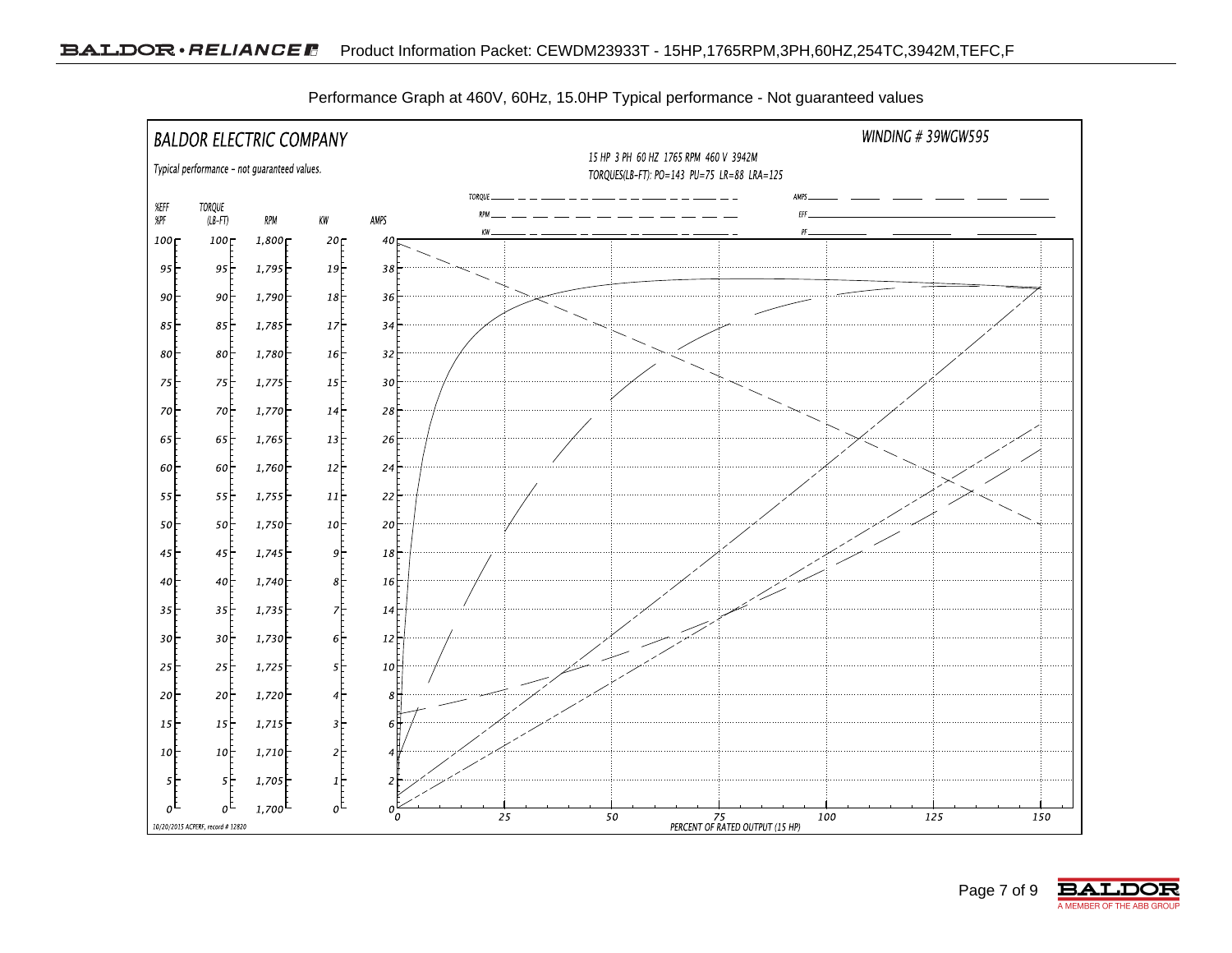Performance Graph at 460V, 60Hz, 15.0HP Typical performance - Not guaranteed values

BALDOR ELECTRIC COMPANY

Typical performance - not guaranteed values.

WINDING # 39WGW595

15 HP 3 PH 60 HZ 1765 RPM 460 V 3942M

TORQUES(LB-FT): PO=143 PU=75 LR=88 LRA=125

Legend: TORQUE, RPM, KW, AMPS, EFF, PF

| %EFF %PF | TORQUE (LB-FT) | RPM | KW | AMPS |
|---|---|---|---|---|
| 100 | 100 | 1,800 | 20 | 40 |
| 95 | 95 | 1,795 | 19 | 38 |
| 90 | 90 | 1,790 | 18 | 36 |
| 85 | 85 | 1,785 | 17 | 34 |
| 80 | 80 | 1,780 | 16 | 32 |
| 75 | 75 | 1,775 | 15 | 30 |
| 70 | 70 | 1,770 | 14 | 28 |
| 65 | 65 | 1,765 | 13 | 26 |
| 60 | 60 | 1,760 | 12 | 24 |
| 55 | 55 | 1,755 | 11 | 22 |
| 50 | 50 | 1,750 | 10 | 20 |
| 45 | 45 | 1,745 | 9 | 18 |
| 40 | 40 | 1,740 | 8 | 16 |
| 35 | 35 | 1,735 | 7 | 14 |
| 30 | 30 | 1,730 | 6 | 12 |
| 25 | 25 | 1,725 | 5 | 10 |
| 20 | 20 | 1,720 | 4 | 8 |
| 15 | 15 | 1,715 | 3 | 6 |
| 10 | 10 | 1,710 | 2 | 4 |
| 5 | 5 | 1,705 | 1 | 2 |
| 0 | 0 | 1,700 | 0 | 0 |

PERCENT OF RATED OUTPUT (15 HP): 0, 25, 50, 75, 100, 125, 150

10/20/2015 ACPERF, record # 12820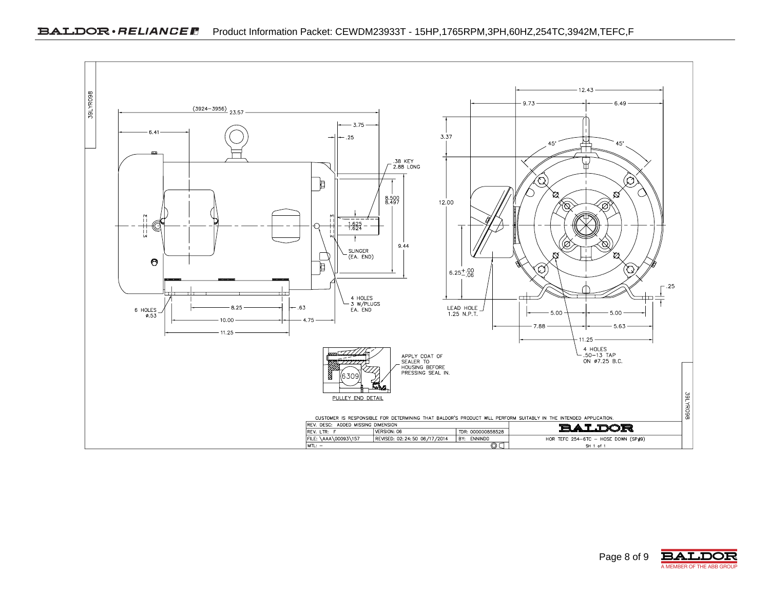Product Information Packet: CEWDM23933T - 15HP,1765RPM,3PH,60HZ,254TC,3942M,TEFC,F

39LYR098

(3924–3956) 23.57

6.41

3.75

.25

.38 KEY
2.88 LONG

8.500
8.497

1.625
1.624

9.44

SLINGER
(EA. END)

4 HOLES
3 W/PLUGS
EA. END

6 HOLES
ø.53

8.25

.63

10.00

4.75

11.25

12.43

9.73

6.49

3.37

45°

45°

12.00

$6.25^{+.00}_{-.06}$

LEAD HOLE
1.25 N.P.T.

.25

5.00

5.00

7.88

5.63

11.25

4 HOLES
.50–13 TAP
ON ø7.25 B.C.

6309

PULLEY END DETAIL

APPLY COAT OF
SEALER TO
HOUSING BEFORE
PRESSING SEAL IN.

CUSTOMER IS RESPONSIBLE FOR DETERMINING THAT BALDOR'S PRODUCT WILL PERFORM SUITABLY IN THE INTENDED APPLICATION.

| REV. DESC: ADDED MISSING DIMENSION | | | BALDOR |
|---|---|---|---|
| REV. LTR: F | VERSION: 06 | TDR: 000000858528 | |
| FILE: \AAA\00093\157 | REVISED: 02:24:50 06/17/2014 | BY: ENNINDO | HOR TEFC 254–6TC – HOSE DOWN (SP#9) |
| MTL: – | | | SH 1 of 1 |

39LYR098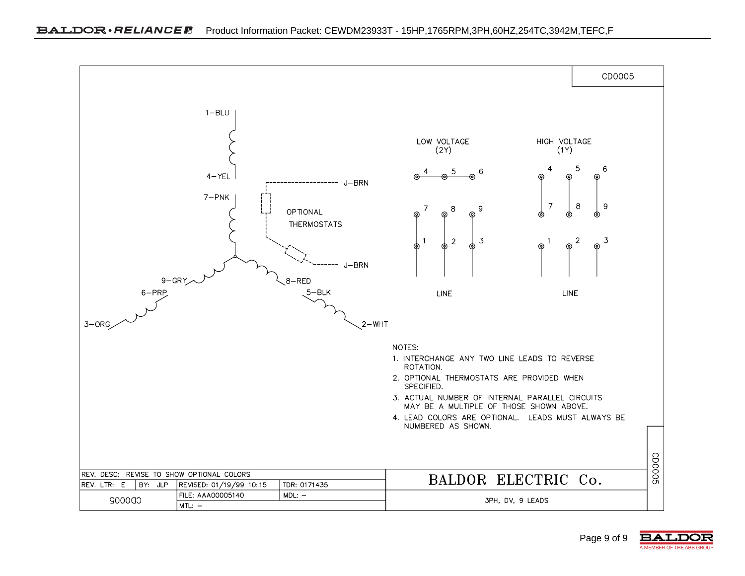CD0005

1-BLU

4-YEL

7-PNK

J-BRN

OPTIONAL

THERMOSTATS

J-BRN

9-GRY

8-RED

6-PRP

5-BLK

3-ORG

2-WHT

LOW VOLTAGE
(2Y)

4 5 6

7 8 9

1 2 3

LINE

HIGH VOLTAGE
(1Y)

4 5 6

7 8 9

1 2 3

LINE

NOTES:

1. INTERCHANGE ANY TWO LINE LEADS TO REVERSE ROTATION.
2. OPTIONAL THERMOSTATS ARE PROVIDED WHEN SPECIFIED.
3. ACTUAL NUMBER OF INTERNAL PARALLEL CIRCUITS MAY BE A MULTIPLE OF THOSE SHOWN ABOVE.
4. LEAD COLORS ARE OPTIONAL. LEADS MUST ALWAYS BE NUMBERED AS SHOWN.

| | | | | |
|---|---|---|---|---|
| REV. DESC: REVISE TO SHOW OPTIONAL COLORS | | | | BALDOR ELECTRIC Co. |
| REV. LTR: E | BY: JLP | REVISED: 01/19/99 10:15 | TDR: 0171435 | |
| CD0005 | | FILE: AAA00005140 | MDL: – | 3PH, DV, 9 LEADS |
| | | MTL: – | | |

CD0005